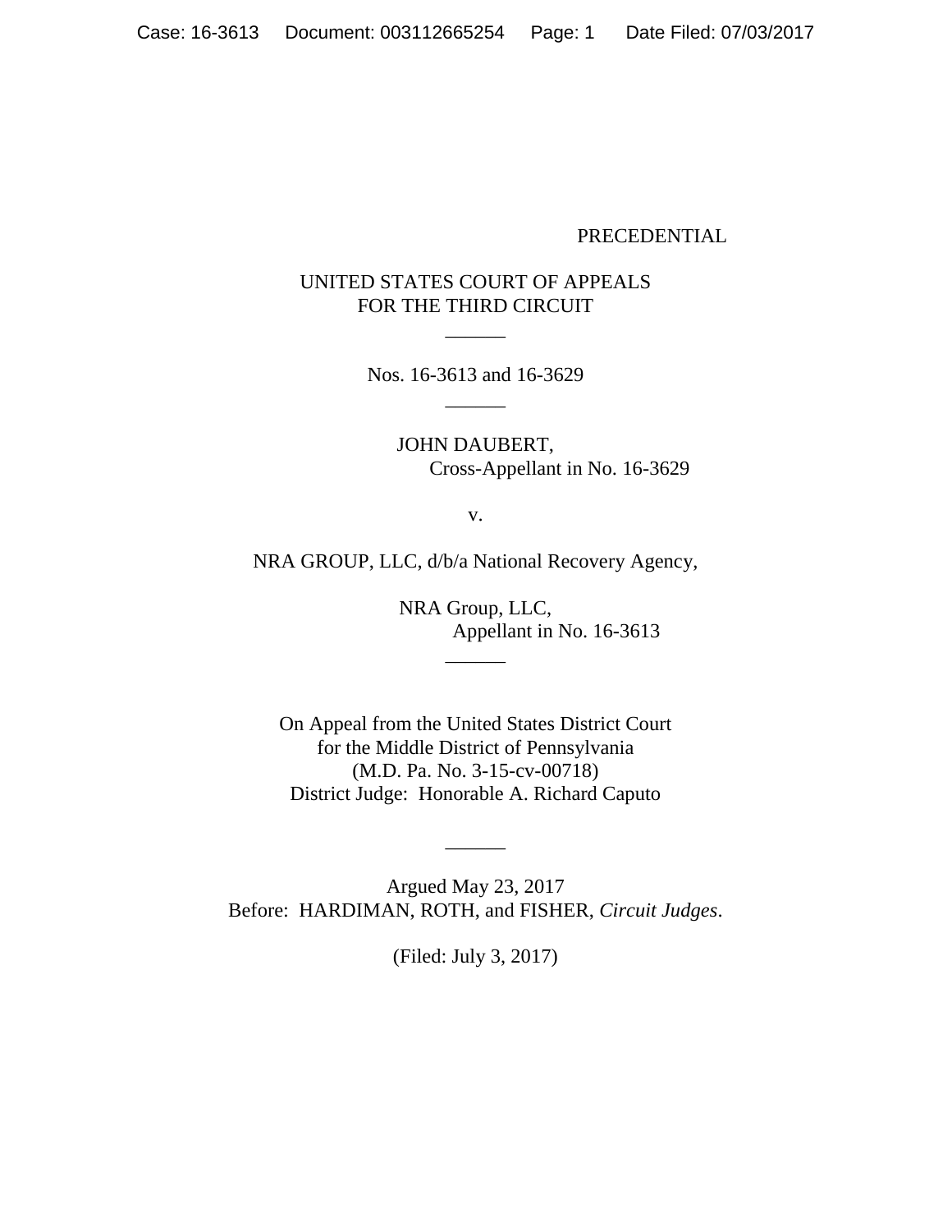PRECEDENTIAL

UNITED STATES COURT OF APPEALS
FOR THE THIRD CIRCUIT

\_\_\_\_\_\_

Nos. 16-3613 and 16-3629

\_\_\_\_\_\_

JOHN DAUBERT,
Cross-Appellant in No. 16-3629

v.

NRA GROUP, LLC, d/b/a National Recovery Agency,

NRA Group, LLC,
Appellant in No. 16-3613

\_\_\_\_\_\_

On Appeal from the United States District Court
for the Middle District of Pennsylvania
(M.D. Pa. No. 3-15-cv-00718)
District Judge: Honorable A. Richard Caputo

\_\_\_\_\_\_

Argued May 23, 2017
Before: HARDIMAN, ROTH, and FISHER, *Circuit Judges*.

(Filed: July 3, 2017)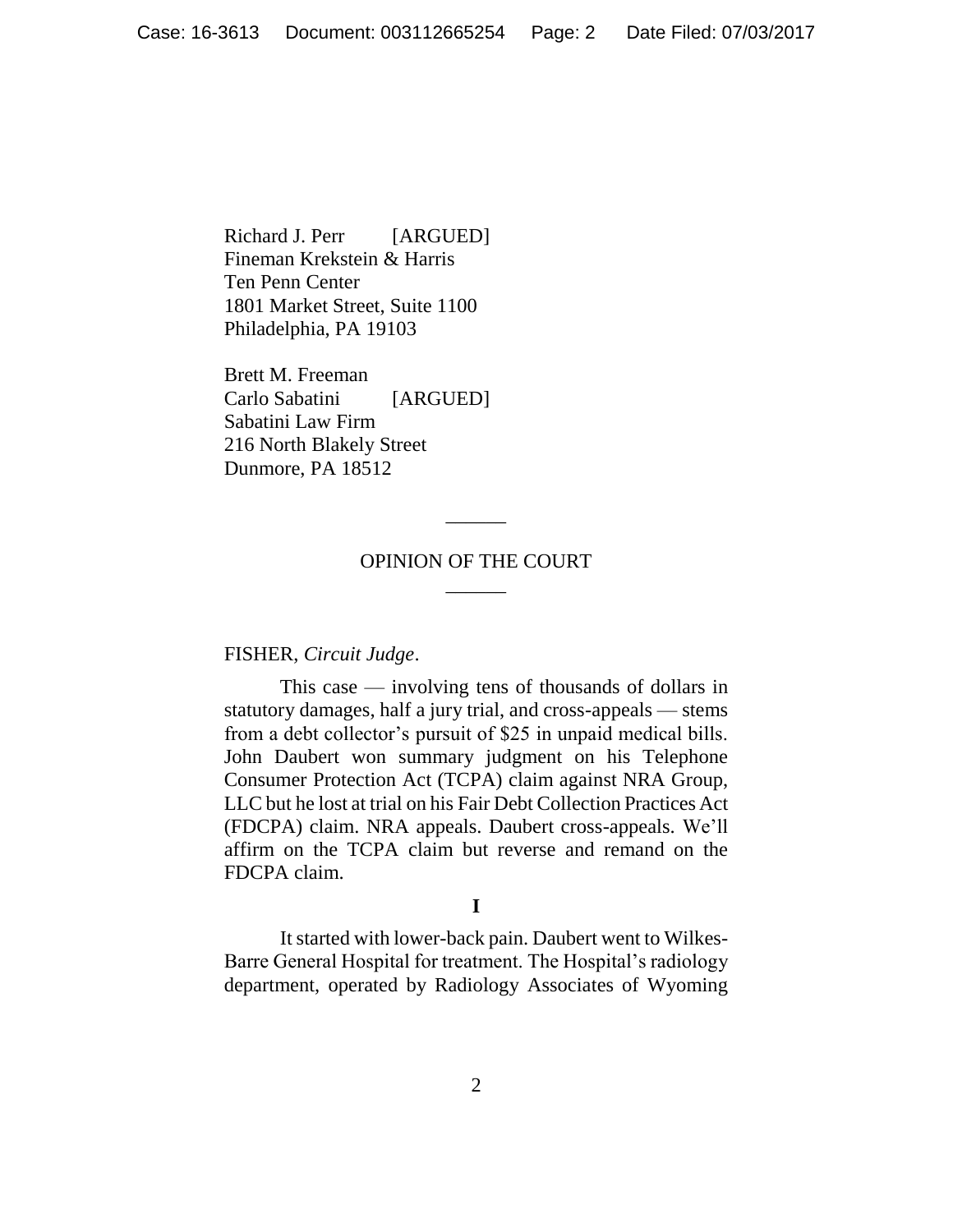Richard J. Perr [ARGUED]
Fineman Krekstein & Harris
Ten Penn Center
1801 Market Street, Suite 1100
Philadelphia, PA 19103

Brett M. Freeman
Carlo Sabatini [ARGUED]
Sabatini Law Firm
216 North Blakely Street
Dunmore, PA 18512

______

OPINION OF THE COURT

______

FISHER, *Circuit Judge*.

This case — involving tens of thousands of dollars in statutory damages, half a jury trial, and cross-appeals — stems from a debt collector's pursuit of $25 in unpaid medical bills. John Daubert won summary judgment on his Telephone Consumer Protection Act (TCPA) claim against NRA Group, LLC but he lost at trial on his Fair Debt Collection Practices Act (FDCPA) claim. NRA appeals. Daubert cross-appeals. We'll affirm on the TCPA claim but reverse and remand on the FDCPA claim.

**I**

It started with lower-back pain. Daubert went to Wilkes-Barre General Hospital for treatment. The Hospital's radiology department, operated by Radiology Associates of Wyoming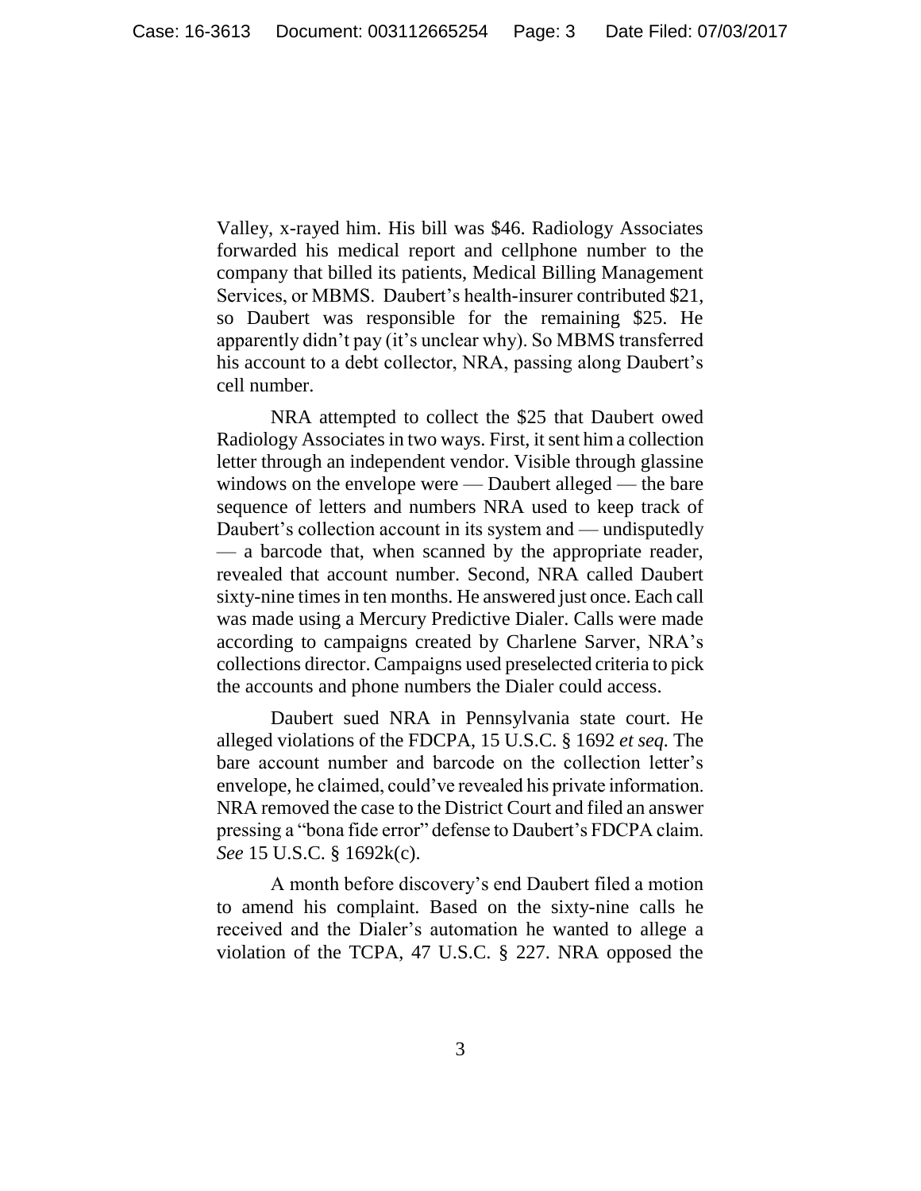Valley, x-rayed him. His bill was $46. Radiology Associates forwarded his medical report and cellphone number to the company that billed its patients, Medical Billing Management Services, or MBMS. Daubert's health-insurer contributed $21, so Daubert was responsible for the remaining $25. He apparently didn't pay (it's unclear why). So MBMS transferred his account to a debt collector, NRA, passing along Daubert's cell number.

NRA attempted to collect the $25 that Daubert owed Radiology Associates in two ways. First, it sent him a collection letter through an independent vendor. Visible through glassine windows on the envelope were — Daubert alleged — the bare sequence of letters and numbers NRA used to keep track of Daubert's collection account in its system and — undisputedly — a barcode that, when scanned by the appropriate reader, revealed that account number. Second, NRA called Daubert sixty-nine times in ten months. He answered just once. Each call was made using a Mercury Predictive Dialer. Calls were made according to campaigns created by Charlene Sarver, NRA's collections director. Campaigns used preselected criteria to pick the accounts and phone numbers the Dialer could access.

Daubert sued NRA in Pennsylvania state court. He alleged violations of the FDCPA, 15 U.S.C. § 1692 *et seq*. The bare account number and barcode on the collection letter's envelope, he claimed, could've revealed his private information. NRA removed the case to the District Court and filed an answer pressing a "bona fide error" defense to Daubert's FDCPA claim. *See* 15 U.S.C. § 1692k(c).

A month before discovery's end Daubert filed a motion to amend his complaint. Based on the sixty-nine calls he received and the Dialer's automation he wanted to allege a violation of the TCPA, 47 U.S.C. § 227. NRA opposed the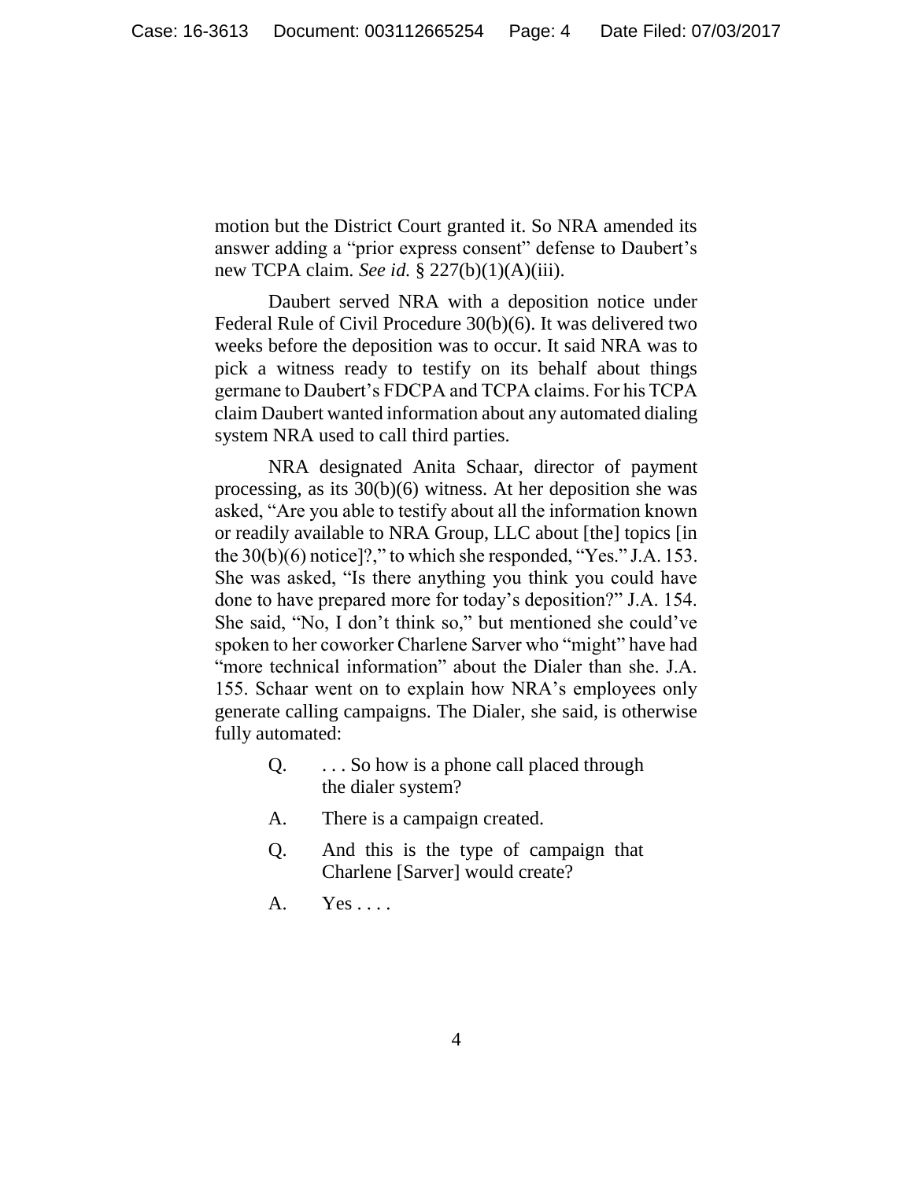motion but the District Court granted it. So NRA amended its answer adding a "prior express consent" defense to Daubert's new TCPA claim. *See id.* § 227(b)(1)(A)(iii).

Daubert served NRA with a deposition notice under Federal Rule of Civil Procedure 30(b)(6). It was delivered two weeks before the deposition was to occur. It said NRA was to pick a witness ready to testify on its behalf about things germane to Daubert's FDCPA and TCPA claims. For his TCPA claim Daubert wanted information about any automated dialing system NRA used to call third parties.

NRA designated Anita Schaar, director of payment processing, as its 30(b)(6) witness. At her deposition she was asked, "Are you able to testify about all the information known or readily available to NRA Group, LLC about [the] topics [in the 30(b)(6) notice]?," to which she responded, "Yes." J.A. 153. She was asked, "Is there anything you think you could have done to have prepared more for today's deposition?" J.A. 154. She said, "No, I don't think so," but mentioned she could've spoken to her coworker Charlene Sarver who "might" have had "more technical information" about the Dialer than she. J.A. 155. Schaar went on to explain how NRA's employees only generate calling campaigns. The Dialer, she said, is otherwise fully automated:

> Q. . . . So how is a phone call placed through the dialer system?
>
> A. There is a campaign created.
>
> Q. And this is the type of campaign that Charlene [Sarver] would create?
>
> A. Yes . . . .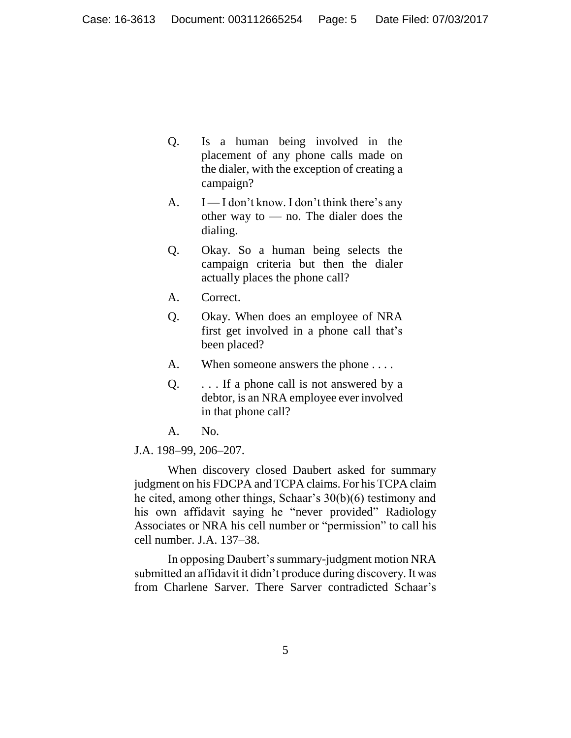> Q. Is a human being involved in the placement of any phone calls made on the dialer, with the exception of creating a campaign?
>
> A. I — I don't know. I don't think there's any other way to — no. The dialer does the dialing.
>
> Q. Okay. So a human being selects the campaign criteria but then the dialer actually places the phone call?
>
> A. Correct.
>
> Q. Okay. When does an employee of NRA first get involved in a phone call that's been placed?
>
> A. When someone answers the phone . . . .
>
> Q. . . . If a phone call is not answered by a debtor, is an NRA employee ever involved in that phone call?
>
> A. No.

J.A. 198–99, 206–207.

When discovery closed Daubert asked for summary judgment on his FDCPA and TCPA claims. For his TCPA claim he cited, among other things, Schaar's 30(b)(6) testimony and his own affidavit saying he "never provided" Radiology Associates or NRA his cell number or "permission" to call his cell number. J.A. 137–38.

In opposing Daubert's summary-judgment motion NRA submitted an affidavit it didn't produce during discovery. It was from Charlene Sarver. There Sarver contradicted Schaar's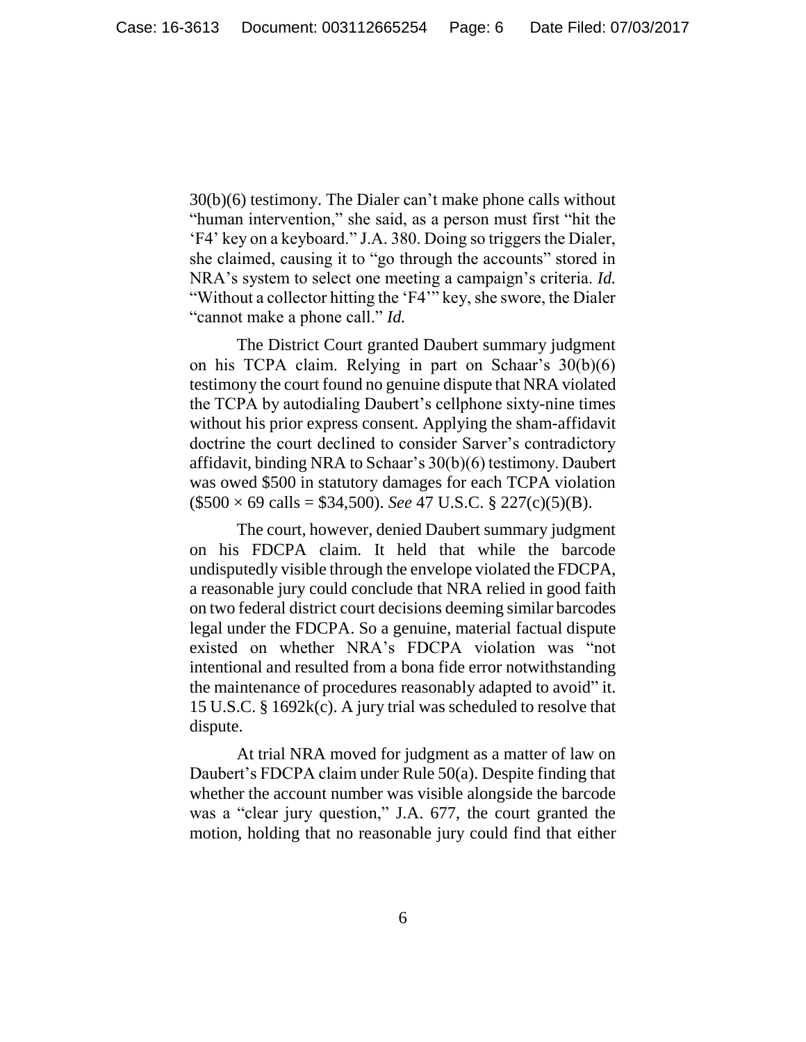30(b)(6) testimony. The Dialer can't make phone calls without "human intervention," she said, as a person must first "hit the 'F4' key on a keyboard." J.A. 380. Doing so triggers the Dialer, she claimed, causing it to "go through the accounts" stored in NRA's system to select one meeting a campaign's criteria. *Id.* "Without a collector hitting the 'F4'" key, she swore, the Dialer "cannot make a phone call." *Id.*

The District Court granted Daubert summary judgment on his TCPA claim. Relying in part on Schaar's 30(b)(6) testimony the court found no genuine dispute that NRA violated the TCPA by autodialing Daubert's cellphone sixty-nine times without his prior express consent. Applying the sham-affidavit doctrine the court declined to consider Sarver's contradictory affidavit, binding NRA to Schaar's 30(b)(6) testimony. Daubert was owed $500 in statutory damages for each TCPA violation ($500 × 69 calls = $34,500). *See* 47 U.S.C. § 227(c)(5)(B).

The court, however, denied Daubert summary judgment on his FDCPA claim. It held that while the barcode undisputedly visible through the envelope violated the FDCPA, a reasonable jury could conclude that NRA relied in good faith on two federal district court decisions deeming similar barcodes legal under the FDCPA. So a genuine, material factual dispute existed on whether NRA's FDCPA violation was "not intentional and resulted from a bona fide error notwithstanding the maintenance of procedures reasonably adapted to avoid" it. 15 U.S.C. § 1692k(c). A jury trial was scheduled to resolve that dispute.

At trial NRA moved for judgment as a matter of law on Daubert's FDCPA claim under Rule 50(a). Despite finding that whether the account number was visible alongside the barcode was a "clear jury question," J.A. 677, the court granted the motion, holding that no reasonable jury could find that either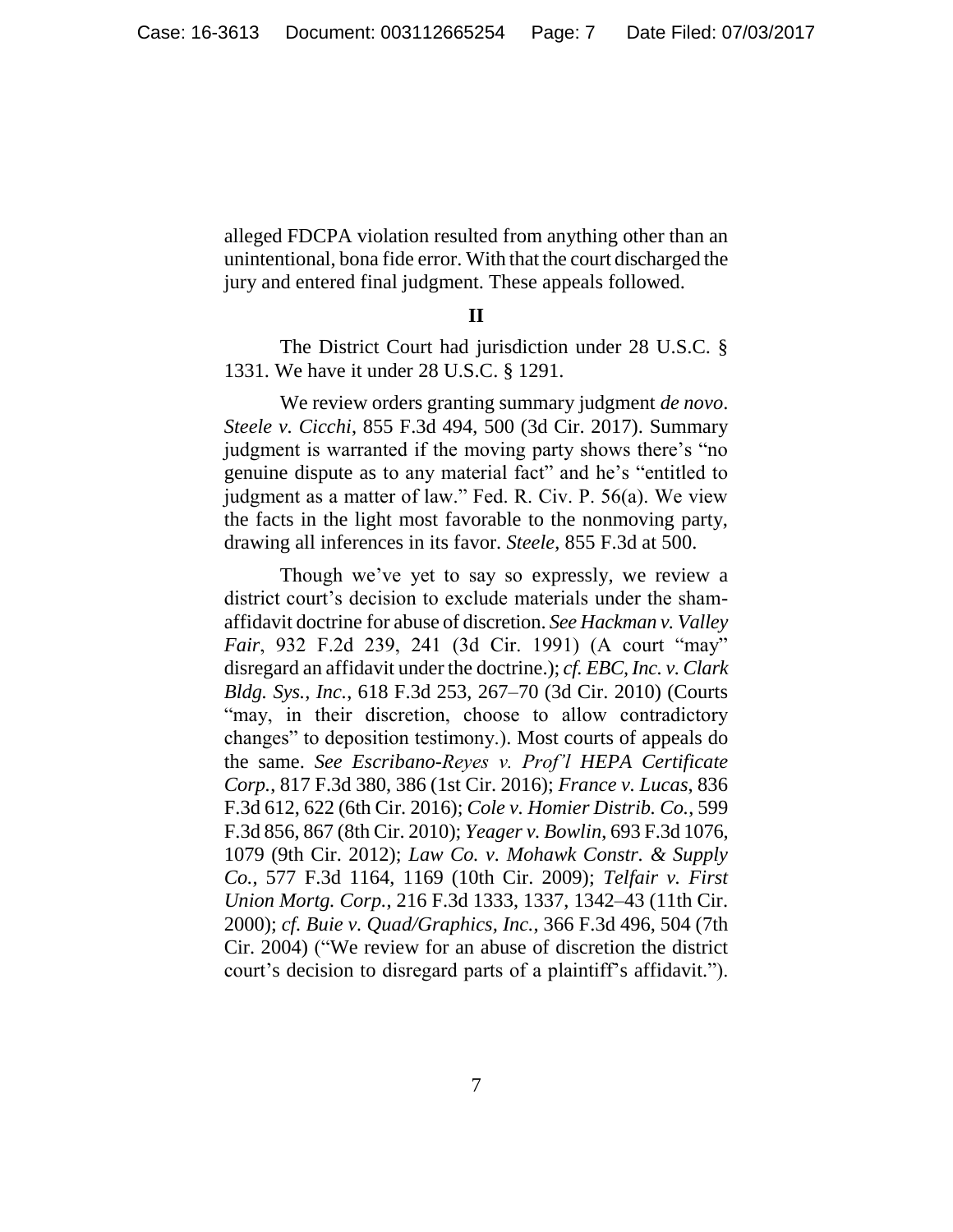alleged FDCPA violation resulted from anything other than an unintentional, bona fide error. With that the court discharged the jury and entered final judgment. These appeals followed.

## II

The District Court had jurisdiction under 28 U.S.C. § 1331. We have it under 28 U.S.C. § 1291.

We review orders granting summary judgment *de novo*. *Steele v. Cicchi*, 855 F.3d 494, 500 (3d Cir. 2017). Summary judgment is warranted if the moving party shows there's "no genuine dispute as to any material fact" and he's "entitled to judgment as a matter of law." Fed. R. Civ. P. 56(a). We view the facts in the light most favorable to the nonmoving party, drawing all inferences in its favor. *Steele*, 855 F.3d at 500.

Though we've yet to say so expressly, we review a district court's decision to exclude materials under the sham-affidavit doctrine for abuse of discretion. *See Hackman v. Valley Fair*, 932 F.2d 239, 241 (3d Cir. 1991) (A court "may" disregard an affidavit under the doctrine.); *cf. EBC, Inc. v. Clark Bldg. Sys., Inc.*, 618 F.3d 253, 267–70 (3d Cir. 2010) (Courts "may, in their discretion, choose to allow contradictory changes" to deposition testimony.). Most courts of appeals do the same. *See Escribano-Reyes v. Prof'l HEPA Certificate Corp.*, 817 F.3d 380, 386 (1st Cir. 2016); *France v. Lucas*, 836 F.3d 612, 622 (6th Cir. 2016); *Cole v. Homier Distrib. Co.*, 599 F.3d 856, 867 (8th Cir. 2010); *Yeager v. Bowlin*, 693 F.3d 1076, 1079 (9th Cir. 2012); *Law Co. v. Mohawk Constr. & Supply Co.*, 577 F.3d 1164, 1169 (10th Cir. 2009); *Telfair v. First Union Mortg. Corp.*, 216 F.3d 1333, 1337, 1342–43 (11th Cir. 2000); *cf. Buie v. Quad/Graphics, Inc.*, 366 F.3d 496, 504 (7th Cir. 2004) ("We review for an abuse of discretion the district court's decision to disregard parts of a plaintiff's affidavit.").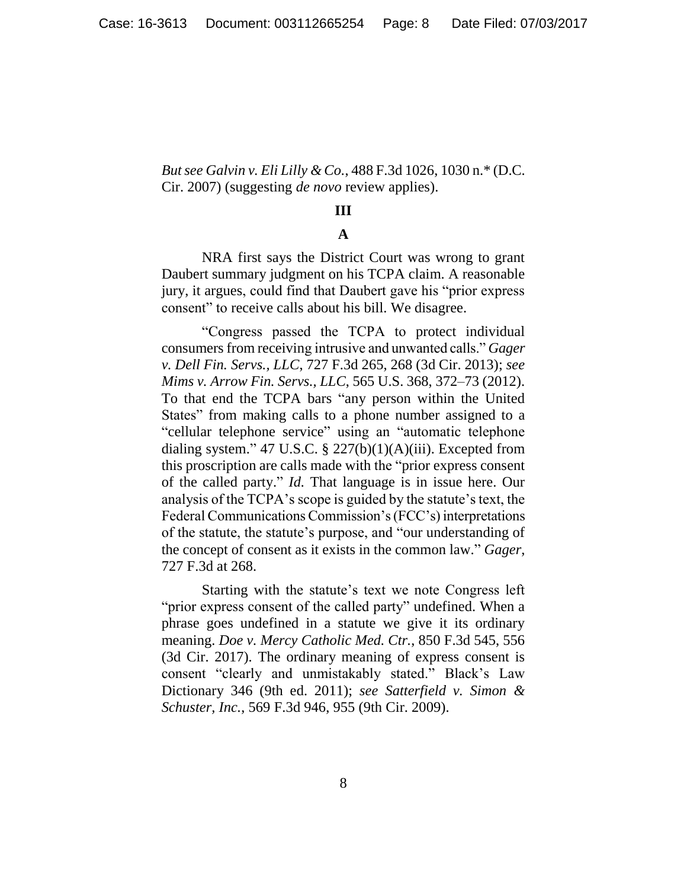*But see Galvin v. Eli Lilly & Co.*, 488 F.3d 1026, 1030 n.* (D.C. Cir. 2007) (suggesting *de novo* review applies).

## III

### A

NRA first says the District Court was wrong to grant Daubert summary judgment on his TCPA claim. A reasonable jury, it argues, could find that Daubert gave his "prior express consent" to receive calls about his bill. We disagree.

"Congress passed the TCPA to protect individual consumers from receiving intrusive and unwanted calls." *Gager v. Dell Fin. Servs., LLC*, 727 F.3d 265, 268 (3d Cir. 2013); *see Mims v. Arrow Fin. Servs., LLC*, 565 U.S. 368, 372–73 (2012). To that end the TCPA bars "any person within the United States" from making calls to a phone number assigned to a "cellular telephone service" using an "automatic telephone dialing system." 47 U.S.C. § 227(b)(1)(A)(iii). Excepted from this proscription are calls made with the "prior express consent of the called party." *Id.* That language is in issue here. Our analysis of the TCPA's scope is guided by the statute's text, the Federal Communications Commission's (FCC's) interpretations of the statute, the statute's purpose, and "our understanding of the concept of consent as it exists in the common law." *Gager*, 727 F.3d at 268.

Starting with the statute's text we note Congress left "prior express consent of the called party" undefined. When a phrase goes undefined in a statute we give it its ordinary meaning. *Doe v. Mercy Catholic Med. Ctr.*, 850 F.3d 545, 556 (3d Cir. 2017). The ordinary meaning of express consent is consent "clearly and unmistakably stated." Black's Law Dictionary 346 (9th ed. 2011); *see Satterfield v. Simon & Schuster, Inc.*, 569 F.3d 946, 955 (9th Cir. 2009).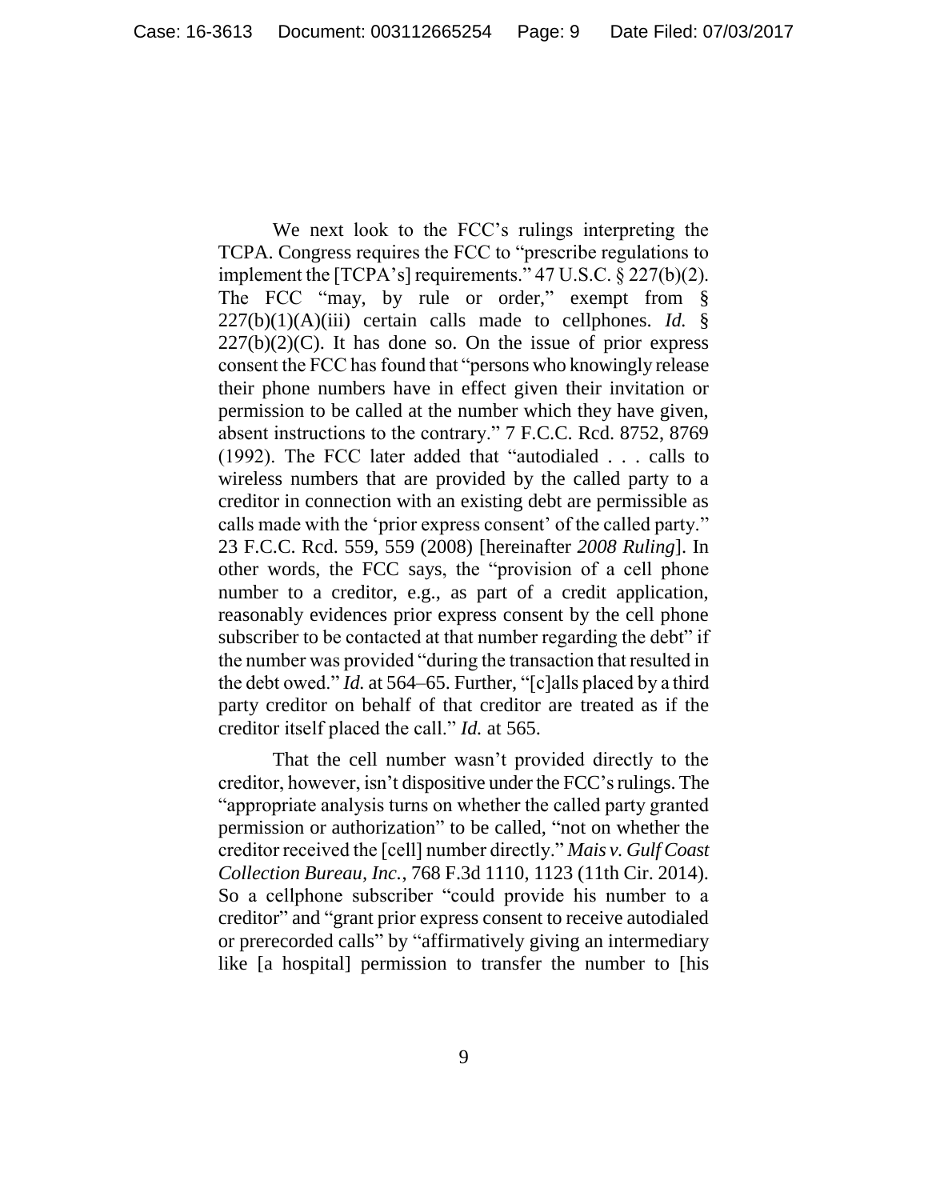We next look to the FCC's rulings interpreting the TCPA. Congress requires the FCC to "prescribe regulations to implement the [TCPA's] requirements." 47 U.S.C. § 227(b)(2). The FCC "may, by rule or order," exempt from § 227(b)(1)(A)(iii) certain calls made to cellphones. *Id.* § 227(b)(2)(C). It has done so. On the issue of prior express consent the FCC has found that "persons who knowingly release their phone numbers have in effect given their invitation or permission to be called at the number which they have given, absent instructions to the contrary." 7 F.C.C. Rcd. 8752, 8769 (1992). The FCC later added that "autodialed . . . calls to wireless numbers that are provided by the called party to a creditor in connection with an existing debt are permissible as calls made with the 'prior express consent' of the called party." 23 F.C.C. Rcd. 559, 559 (2008) [hereinafter *2008 Ruling*]. In other words, the FCC says, the "provision of a cell phone number to a creditor, e.g., as part of a credit application, reasonably evidences prior express consent by the cell phone subscriber to be contacted at that number regarding the debt" if the number was provided "during the transaction that resulted in the debt owed." *Id.* at 564–65. Further, "[c]alls placed by a third party creditor on behalf of that creditor are treated as if the creditor itself placed the call." *Id.* at 565.

That the cell number wasn't provided directly to the creditor, however, isn't dispositive under the FCC's rulings. The "appropriate analysis turns on whether the called party granted permission or authorization" to be called, "not on whether the creditor received the [cell] number directly." *Mais v. Gulf Coast Collection Bureau, Inc.*, 768 F.3d 1110, 1123 (11th Cir. 2014). So a cellphone subscriber "could provide his number to a creditor" and "grant prior express consent to receive autodialed or prerecorded calls" by "affirmatively giving an intermediary like [a hospital] permission to transfer the number to [his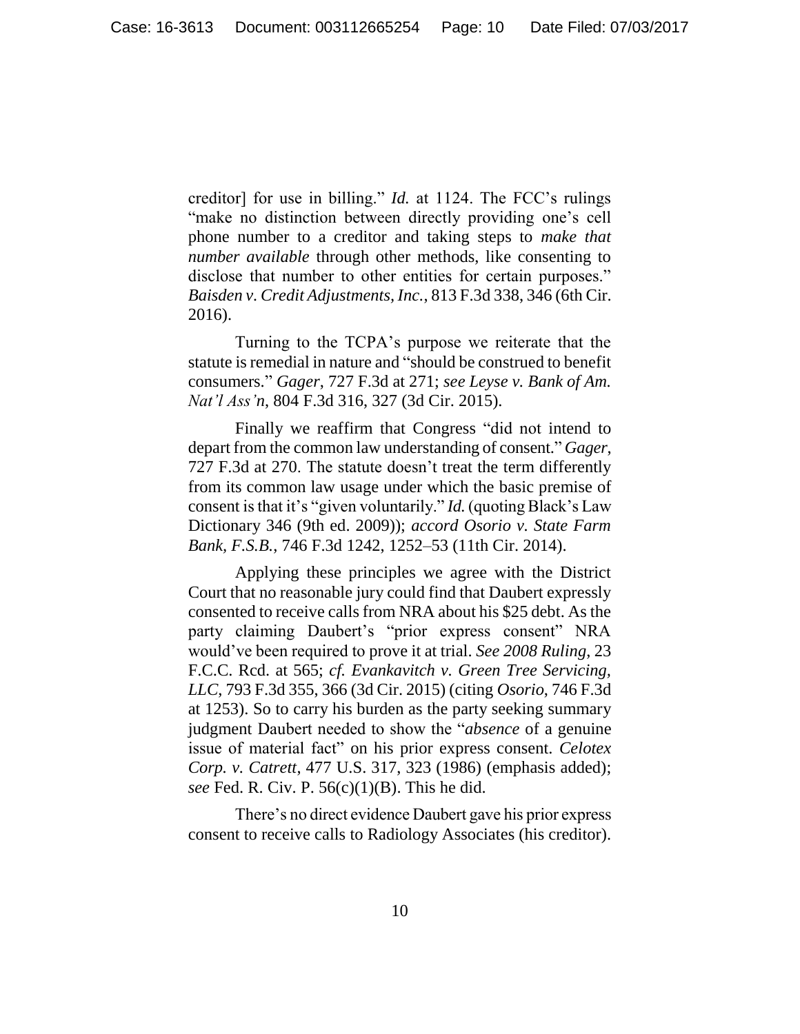creditor] for use in billing." *Id.* at 1124. The FCC's rulings "make no distinction between directly providing one's cell phone number to a creditor and taking steps to *make that number available* through other methods, like consenting to disclose that number to other entities for certain purposes." *Baisden v. Credit Adjustments, Inc.*, 813 F.3d 338, 346 (6th Cir. 2016).

Turning to the TCPA's purpose we reiterate that the statute is remedial in nature and "should be construed to benefit consumers." *Gager*, 727 F.3d at 271; *see Leyse v. Bank of Am. Nat'l Ass'n*, 804 F.3d 316, 327 (3d Cir. 2015).

Finally we reaffirm that Congress "did not intend to depart from the common law understanding of consent." *Gager*, 727 F.3d at 270. The statute doesn't treat the term differently from its common law usage under which the basic premise of consent is that it's "given voluntarily." *Id.* (quoting Black's Law Dictionary 346 (9th ed. 2009)); *accord Osorio v. State Farm Bank, F.S.B.*, 746 F.3d 1242, 1252–53 (11th Cir. 2014).

Applying these principles we agree with the District Court that no reasonable jury could find that Daubert expressly consented to receive calls from NRA about his $25 debt. As the party claiming Daubert's "prior express consent" NRA would've been required to prove it at trial. *See 2008 Ruling*, 23 F.C.C. Rcd. at 565; *cf. Evankavitch v. Green Tree Servicing, LLC*, 793 F.3d 355, 366 (3d Cir. 2015) (citing *Osorio*, 746 F.3d at 1253). So to carry his burden as the party seeking summary judgment Daubert needed to show the "*absence* of a genuine issue of material fact" on his prior express consent. *Celotex Corp. v. Catrett*, 477 U.S. 317, 323 (1986) (emphasis added); *see* Fed. R. Civ. P. 56(c)(1)(B). This he did.

There's no direct evidence Daubert gave his prior express consent to receive calls to Radiology Associates (his creditor).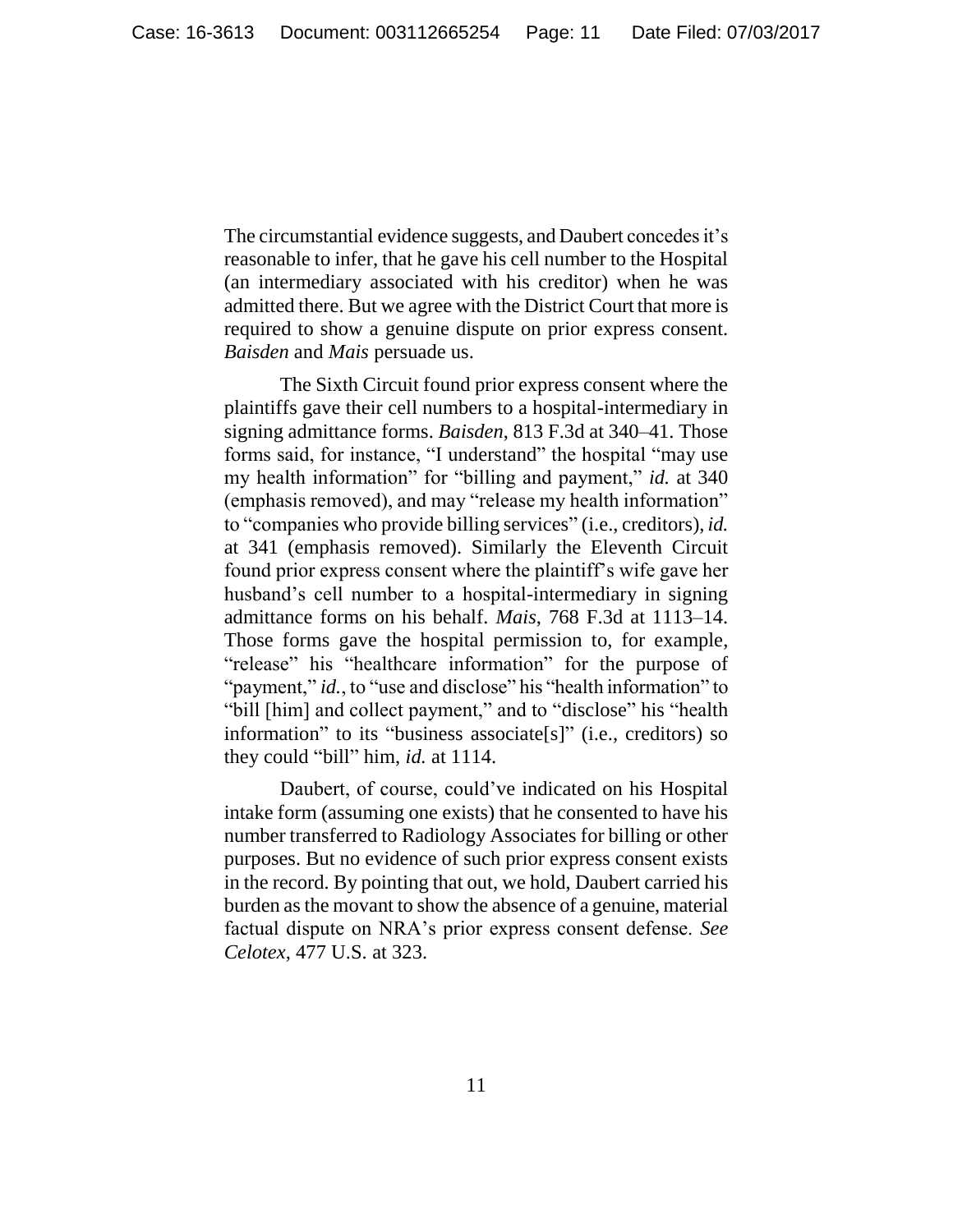The circumstantial evidence suggests, and Daubert concedes it's reasonable to infer, that he gave his cell number to the Hospital (an intermediary associated with his creditor) when he was admitted there. But we agree with the District Court that more is required to show a genuine dispute on prior express consent. *Baisden* and *Mais* persuade us.

The Sixth Circuit found prior express consent where the plaintiffs gave their cell numbers to a hospital-intermediary in signing admittance forms. *Baisden*, 813 F.3d at 340–41. Those forms said, for instance, "I understand" the hospital "may use my health information" for "billing and payment," *id.* at 340 (emphasis removed), and may "release my health information" to "companies who provide billing services" (i.e., creditors), *id.* at 341 (emphasis removed). Similarly the Eleventh Circuit found prior express consent where the plaintiff's wife gave her husband's cell number to a hospital-intermediary in signing admittance forms on his behalf. *Mais*, 768 F.3d at 1113–14. Those forms gave the hospital permission to, for example, "release" his "healthcare information" for the purpose of "payment," *id.*, to "use and disclose" his "health information" to "bill [him] and collect payment," and to "disclose" his "health information" to its "business associate[s]" (i.e., creditors) so they could "bill" him, *id.* at 1114.

Daubert, of course, could've indicated on his Hospital intake form (assuming one exists) that he consented to have his number transferred to Radiology Associates for billing or other purposes. But no evidence of such prior express consent exists in the record. By pointing that out, we hold, Daubert carried his burden as the movant to show the absence of a genuine, material factual dispute on NRA's prior express consent defense. *See Celotex*, 477 U.S. at 323.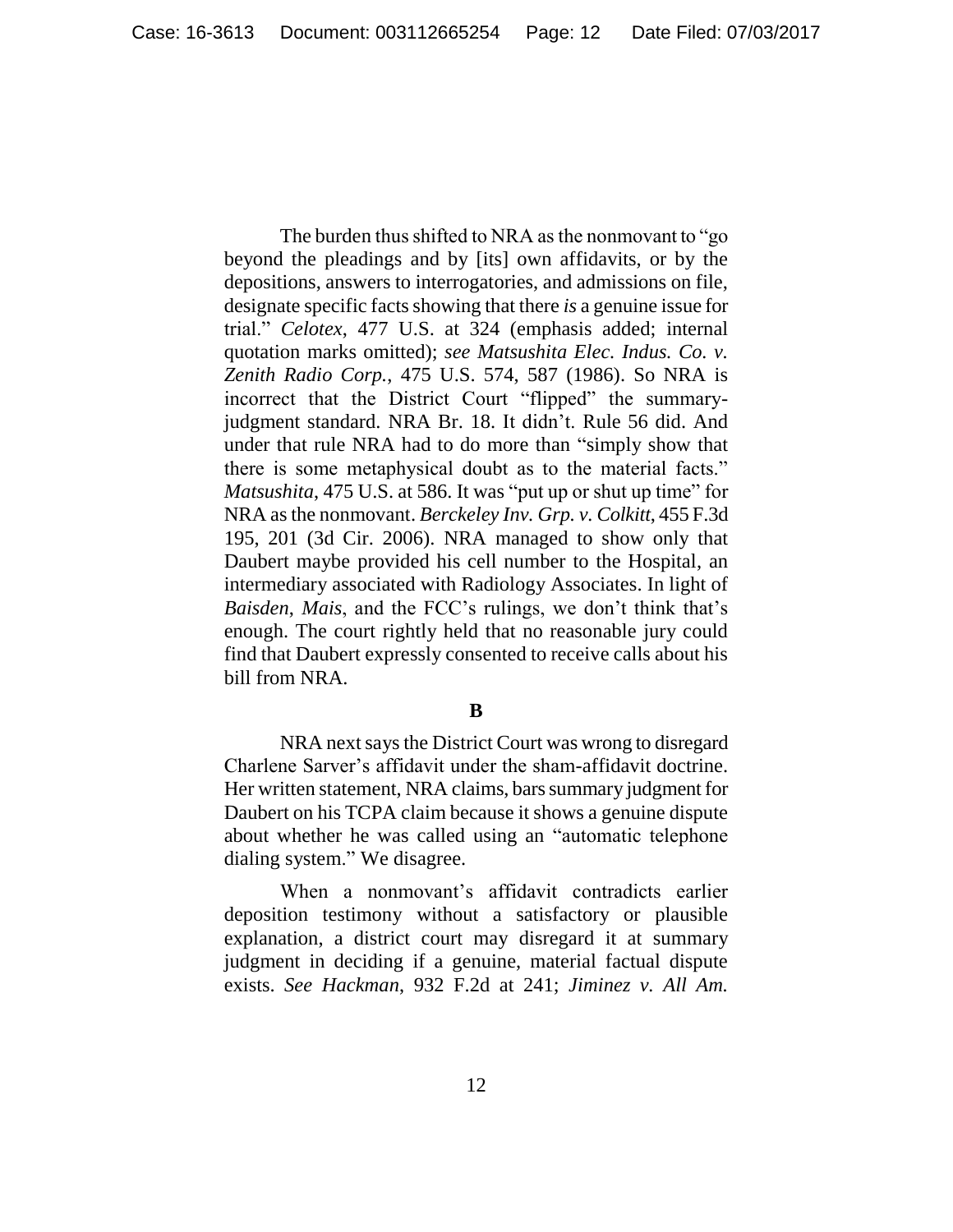The burden thus shifted to NRA as the nonmovant to "go beyond the pleadings and by [its] own affidavits, or by the depositions, answers to interrogatories, and admissions on file, designate specific facts showing that there *is* a genuine issue for trial." *Celotex*, 477 U.S. at 324 (emphasis added; internal quotation marks omitted); *see Matsushita Elec. Indus. Co. v. Zenith Radio Corp.*, 475 U.S. 574, 587 (1986). So NRA is incorrect that the District Court "flipped" the summary-judgment standard. NRA Br. 18. It didn't. Rule 56 did. And under that rule NRA had to do more than "simply show that there is some metaphysical doubt as to the material facts." *Matsushita*, 475 U.S. at 586. It was "put up or shut up time" for NRA as the nonmovant. *Berckeley Inv. Grp. v. Colkitt*, 455 F.3d 195, 201 (3d Cir. 2006). NRA managed to show only that Daubert maybe provided his cell number to the Hospital, an intermediary associated with Radiology Associates. In light of *Baisden*, *Mais*, and the FCC's rulings, we don't think that's enough. The court rightly held that no reasonable jury could find that Daubert expressly consented to receive calls about his bill from NRA.

**B**

NRA next says the District Court was wrong to disregard Charlene Sarver's affidavit under the sham-affidavit doctrine. Her written statement, NRA claims, bars summary judgment for Daubert on his TCPA claim because it shows a genuine dispute about whether he was called using an "automatic telephone dialing system." We disagree.

When a nonmovant's affidavit contradicts earlier deposition testimony without a satisfactory or plausible explanation, a district court may disregard it at summary judgment in deciding if a genuine, material factual dispute exists. *See Hackman*, 932 F.2d at 241; *Jiminez v. All Am.*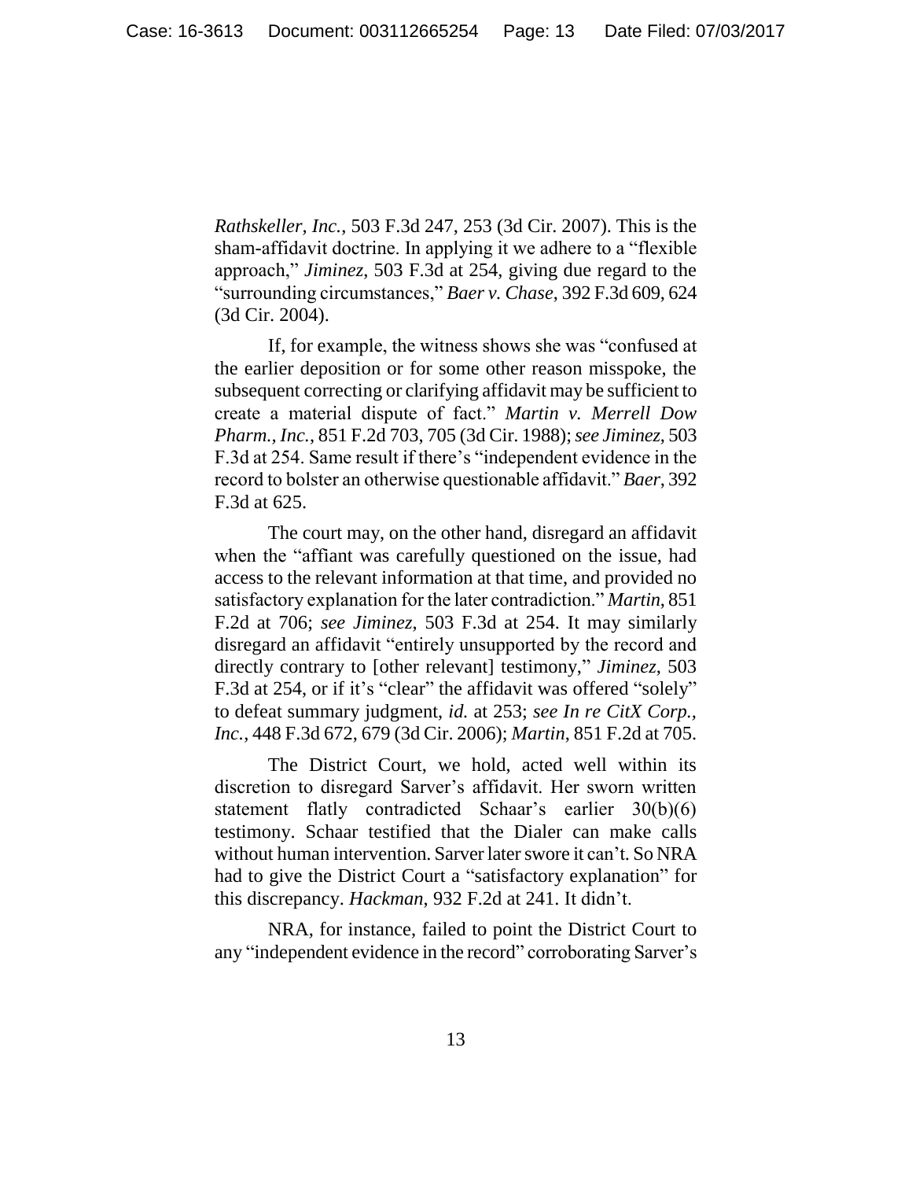*Rathskeller, Inc.*, 503 F.3d 247, 253 (3d Cir. 2007). This is the sham-affidavit doctrine. In applying it we adhere to a "flexible approach," *Jiminez*, 503 F.3d at 254, giving due regard to the "surrounding circumstances," *Baer v. Chase*, 392 F.3d 609, 624 (3d Cir. 2004).

If, for example, the witness shows she was "confused at the earlier deposition or for some other reason misspoke, the subsequent correcting or clarifying affidavit may be sufficient to create a material dispute of fact." *Martin v. Merrell Dow Pharm., Inc.*, 851 F.2d 703, 705 (3d Cir. 1988); *see Jiminez*, 503 F.3d at 254. Same result if there's "independent evidence in the record to bolster an otherwise questionable affidavit." *Baer*, 392 F.3d at 625.

The court may, on the other hand, disregard an affidavit when the "affiant was carefully questioned on the issue, had access to the relevant information at that time, and provided no satisfactory explanation for the later contradiction." *Martin*, 851 F.2d at 706; *see Jiminez*, 503 F.3d at 254. It may similarly disregard an affidavit "entirely unsupported by the record and directly contrary to [other relevant] testimony," *Jiminez*, 503 F.3d at 254, or if it's "clear" the affidavit was offered "solely" to defeat summary judgment, *id.* at 253; *see In re CitX Corp., Inc.*, 448 F.3d 672, 679 (3d Cir. 2006); *Martin*, 851 F.2d at 705.

The District Court, we hold, acted well within its discretion to disregard Sarver's affidavit. Her sworn written statement flatly contradicted Schaar's earlier 30(b)(6) testimony. Schaar testified that the Dialer can make calls without human intervention. Sarver later swore it can't. So NRA had to give the District Court a "satisfactory explanation" for this discrepancy. *Hackman*, 932 F.2d at 241. It didn't.

NRA, for instance, failed to point the District Court to any "independent evidence in the record" corroborating Sarver's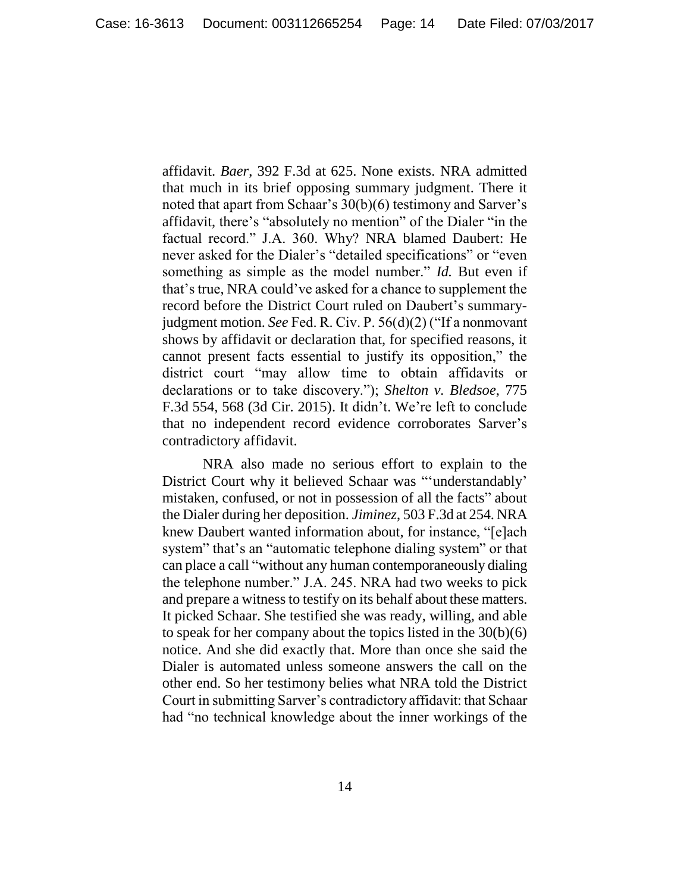affidavit. *Baer*, 392 F.3d at 625. None exists. NRA admitted that much in its brief opposing summary judgment. There it noted that apart from Schaar's 30(b)(6) testimony and Sarver's affidavit, there's "absolutely no mention" of the Dialer "in the factual record." J.A. 360. Why? NRA blamed Daubert: He never asked for the Dialer's "detailed specifications" or "even something as simple as the model number." *Id.* But even if that's true, NRA could've asked for a chance to supplement the record before the District Court ruled on Daubert's summary-judgment motion. *See* Fed. R. Civ. P. 56(d)(2) ("If a nonmovant shows by affidavit or declaration that, for specified reasons, it cannot present facts essential to justify its opposition," the district court "may allow time to obtain affidavits or declarations or to take discovery."); *Shelton v. Bledsoe*, 775 F.3d 554, 568 (3d Cir. 2015). It didn't. We're left to conclude that no independent record evidence corroborates Sarver's contradictory affidavit.

NRA also made no serious effort to explain to the District Court why it believed Schaar was "'understandably' mistaken, confused, or not in possession of all the facts" about the Dialer during her deposition. *Jiminez*, 503 F.3d at 254. NRA knew Daubert wanted information about, for instance, "[e]ach system" that's an "automatic telephone dialing system" or that can place a call "without any human contemporaneously dialing the telephone number." J.A. 245. NRA had two weeks to pick and prepare a witness to testify on its behalf about these matters. It picked Schaar. She testified she was ready, willing, and able to speak for her company about the topics listed in the 30(b)(6) notice. And she did exactly that. More than once she said the Dialer is automated unless someone answers the call on the other end. So her testimony belies what NRA told the District Court in submitting Sarver's contradictory affidavit: that Schaar had "no technical knowledge about the inner workings of the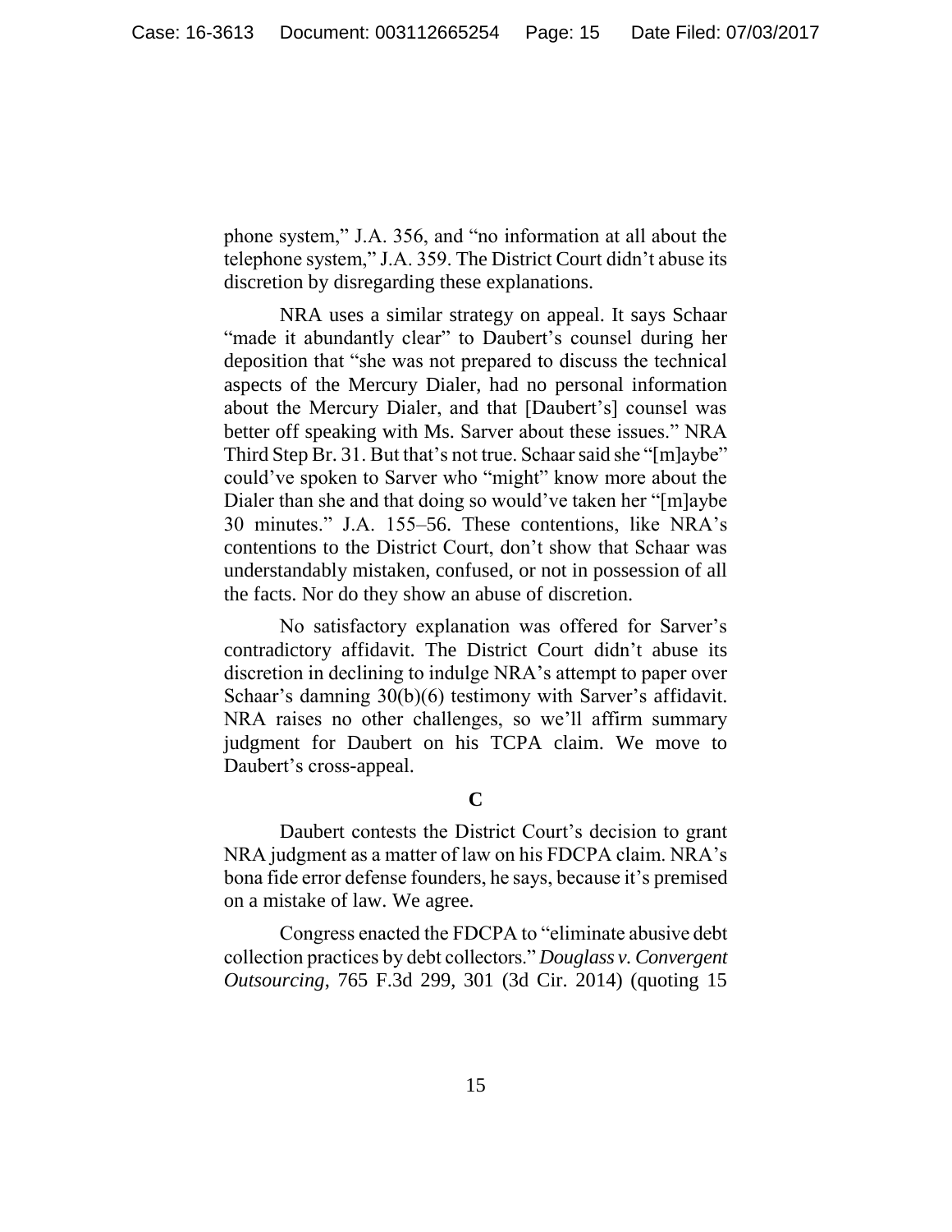phone system," J.A. 356, and "no information at all about the telephone system," J.A. 359. The District Court didn't abuse its discretion by disregarding these explanations.

NRA uses a similar strategy on appeal. It says Schaar "made it abundantly clear" to Daubert's counsel during her deposition that "she was not prepared to discuss the technical aspects of the Mercury Dialer, had no personal information about the Mercury Dialer, and that [Daubert's] counsel was better off speaking with Ms. Sarver about these issues." NRA Third Step Br. 31. But that's not true. Schaar said she "[m]aybe" could've spoken to Sarver who "might" know more about the Dialer than she and that doing so would've taken her "[m]aybe 30 minutes." J.A. 155–56. These contentions, like NRA's contentions to the District Court, don't show that Schaar was understandably mistaken, confused, or not in possession of all the facts. Nor do they show an abuse of discretion.

No satisfactory explanation was offered for Sarver's contradictory affidavit. The District Court didn't abuse its discretion in declining to indulge NRA's attempt to paper over Schaar's damning 30(b)(6) testimony with Sarver's affidavit. NRA raises no other challenges, so we'll affirm summary judgment for Daubert on his TCPA claim. We move to Daubert's cross-appeal.

**C**

Daubert contests the District Court's decision to grant NRA judgment as a matter of law on his FDCPA claim. NRA's bona fide error defense founders, he says, because it's premised on a mistake of law. We agree.

Congress enacted the FDCPA to "eliminate abusive debt collection practices by debt collectors." *Douglass v. Convergent Outsourcing*, 765 F.3d 299, 301 (3d Cir. 2014) (quoting 15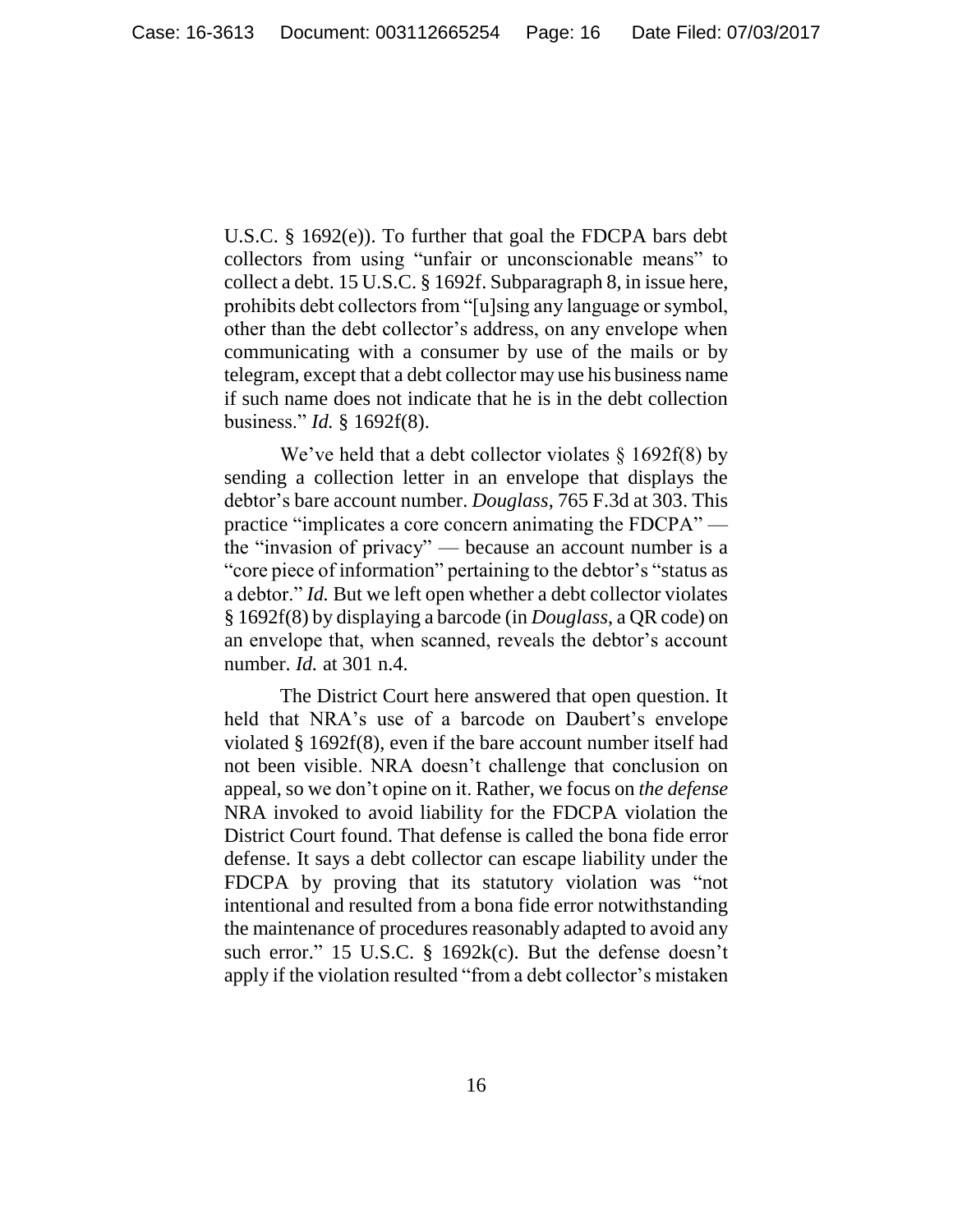U.S.C. § 1692(e)). To further that goal the FDCPA bars debt collectors from using "unfair or unconscionable means" to collect a debt. 15 U.S.C. § 1692f. Subparagraph 8, in issue here, prohibits debt collectors from "[u]sing any language or symbol, other than the debt collector's address, on any envelope when communicating with a consumer by use of the mails or by telegram, except that a debt collector may use his business name if such name does not indicate that he is in the debt collection business." *Id.* § 1692f(8).

We've held that a debt collector violates § 1692f(8) by sending a collection letter in an envelope that displays the debtor's bare account number. *Douglass*, 765 F.3d at 303. This practice "implicates a core concern animating the FDCPA" — the "invasion of privacy" — because an account number is a "core piece of information" pertaining to the debtor's "status as a debtor." *Id.* But we left open whether a debt collector violates § 1692f(8) by displaying a barcode (in *Douglass*, a QR code) on an envelope that, when scanned, reveals the debtor's account number. *Id.* at 301 n.4.

The District Court here answered that open question. It held that NRA's use of a barcode on Daubert's envelope violated § 1692f(8), even if the bare account number itself had not been visible. NRA doesn't challenge that conclusion on appeal, so we don't opine on it. Rather, we focus on *the defense* NRA invoked to avoid liability for the FDCPA violation the District Court found. That defense is called the bona fide error defense. It says a debt collector can escape liability under the FDCPA by proving that its statutory violation was "not intentional and resulted from a bona fide error notwithstanding the maintenance of procedures reasonably adapted to avoid any such error." 15 U.S.C. § 1692k(c). But the defense doesn't apply if the violation resulted "from a debt collector's mistaken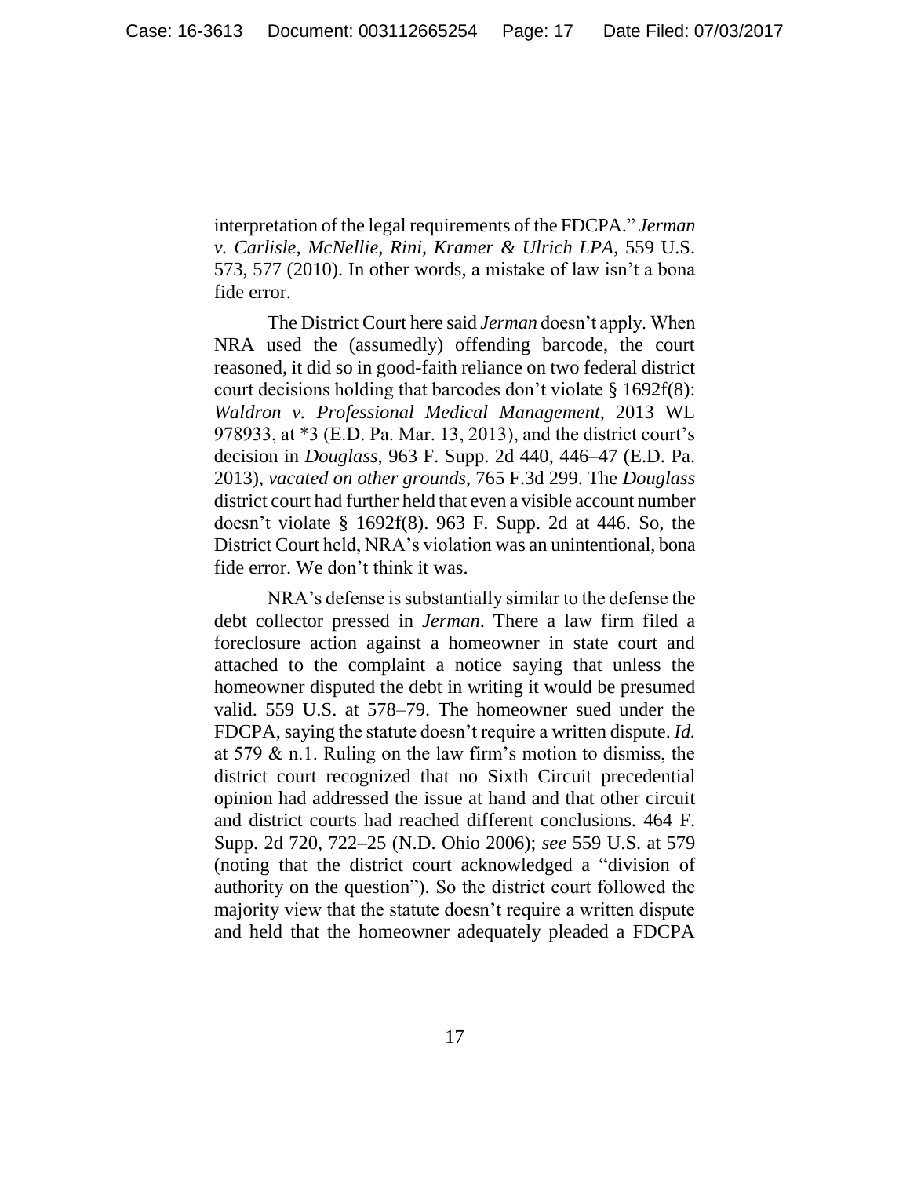interpretation of the legal requirements of the FDCPA." *Jerman v. Carlisle, McNellie, Rini, Kramer & Ulrich LPA*, 559 U.S. 573, 577 (2010). In other words, a mistake of law isn't a bona fide error.

The District Court here said *Jerman* doesn't apply. When NRA used the (assumedly) offending barcode, the court reasoned, it did so in good-faith reliance on two federal district court decisions holding that barcodes don't violate § 1692f(8): *Waldron v. Professional Medical Management*, 2013 WL 978933, at *3 (E.D. Pa. Mar. 13, 2013), and the district court's decision in *Douglass*, 963 F. Supp. 2d 440, 446–47 (E.D. Pa. 2013), *vacated on other grounds*, 765 F.3d 299. The *Douglass* district court had further held that even a visible account number doesn't violate § 1692f(8). 963 F. Supp. 2d at 446. So, the District Court held, NRA's violation was an unintentional, bona fide error. We don't think it was.

NRA's defense is substantially similar to the defense the debt collector pressed in *Jerman*. There a law firm filed a foreclosure action against a homeowner in state court and attached to the complaint a notice saying that unless the homeowner disputed the debt in writing it would be presumed valid. 559 U.S. at 578–79. The homeowner sued under the FDCPA, saying the statute doesn't require a written dispute. *Id.* at 579 & n.1. Ruling on the law firm's motion to dismiss, the district court recognized that no Sixth Circuit precedential opinion had addressed the issue at hand and that other circuit and district courts had reached different conclusions. 464 F. Supp. 2d 720, 722–25 (N.D. Ohio 2006); *see* 559 U.S. at 579 (noting that the district court acknowledged a "division of authority on the question"). So the district court followed the majority view that the statute doesn't require a written dispute and held that the homeowner adequately pleaded a FDCPA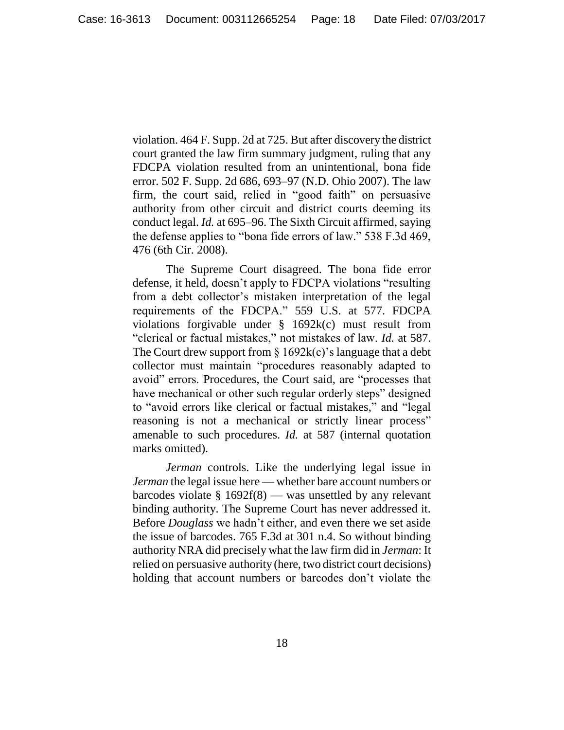violation. 464 F. Supp. 2d at 725. But after discovery the district court granted the law firm summary judgment, ruling that any FDCPA violation resulted from an unintentional, bona fide error. 502 F. Supp. 2d 686, 693–97 (N.D. Ohio 2007). The law firm, the court said, relied in "good faith" on persuasive authority from other circuit and district courts deeming its conduct legal. *Id.* at 695–96. The Sixth Circuit affirmed, saying the defense applies to "bona fide errors of law." 538 F.3d 469, 476 (6th Cir. 2008).

The Supreme Court disagreed. The bona fide error defense, it held, doesn't apply to FDCPA violations "resulting from a debt collector's mistaken interpretation of the legal requirements of the FDCPA." 559 U.S. at 577. FDCPA violations forgivable under § 1692k(c) must result from "clerical or factual mistakes," not mistakes of law. *Id.* at 587. The Court drew support from § 1692k(c)'s language that a debt collector must maintain "procedures reasonably adapted to avoid" errors. Procedures, the Court said, are "processes that have mechanical or other such regular orderly steps" designed to "avoid errors like clerical or factual mistakes," and "legal reasoning is not a mechanical or strictly linear process" amenable to such procedures. *Id.* at 587 (internal quotation marks omitted).

*Jerman* controls. Like the underlying legal issue in *Jerman* the legal issue here — whether bare account numbers or barcodes violate § 1692f(8) — was unsettled by any relevant binding authority. The Supreme Court has never addressed it. Before *Douglass* we hadn't either, and even there we set aside the issue of barcodes. 765 F.3d at 301 n.4. So without binding authority NRA did precisely what the law firm did in *Jerman*: It relied on persuasive authority (here, two district court decisions) holding that account numbers or barcodes don't violate the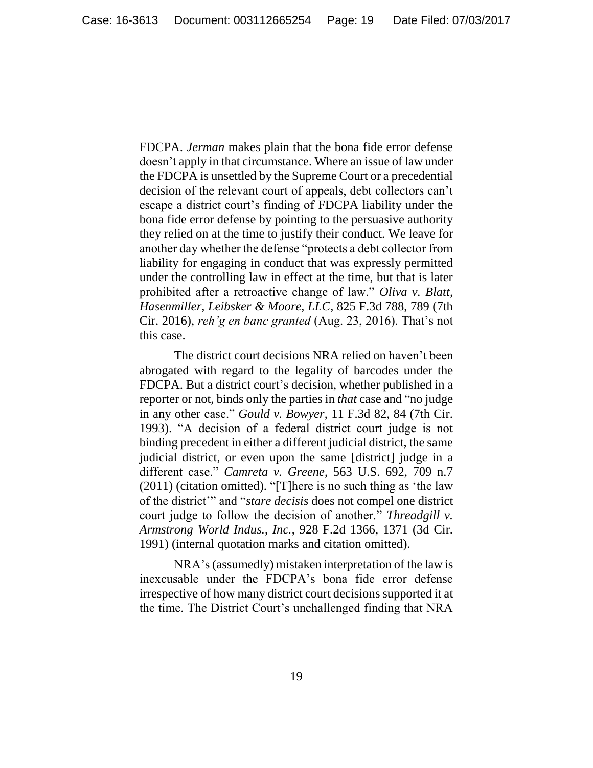FDCPA. *Jerman* makes plain that the bona fide error defense doesn't apply in that circumstance. Where an issue of law under the FDCPA is unsettled by the Supreme Court or a precedential decision of the relevant court of appeals, debt collectors can't escape a district court's finding of FDCPA liability under the bona fide error defense by pointing to the persuasive authority they relied on at the time to justify their conduct. We leave for another day whether the defense "protects a debt collector from liability for engaging in conduct that was expressly permitted under the controlling law in effect at the time, but that is later prohibited after a retroactive change of law." *Oliva v. Blatt, Hasenmiller, Leibsker & Moore, LLC*, 825 F.3d 788, 789 (7th Cir. 2016), *reh'g en banc granted* (Aug. 23, 2016). That's not this case.

The district court decisions NRA relied on haven't been abrogated with regard to the legality of barcodes under the FDCPA. But a district court's decision, whether published in a reporter or not, binds only the parties in *that* case and "no judge in any other case." *Gould v. Bowyer*, 11 F.3d 82, 84 (7th Cir. 1993). "A decision of a federal district court judge is not binding precedent in either a different judicial district, the same judicial district, or even upon the same [district] judge in a different case." *Camreta v. Greene*, 563 U.S. 692, 709 n.7 (2011) (citation omitted). "[T]here is no such thing as 'the law of the district'" and "*stare decisis* does not compel one district court judge to follow the decision of another." *Threadgill v. Armstrong World Indus., Inc.*, 928 F.2d 1366, 1371 (3d Cir. 1991) (internal quotation marks and citation omitted).

NRA's (assumedly) mistaken interpretation of the law is inexcusable under the FDCPA's bona fide error defense irrespective of how many district court decisions supported it at the time. The District Court's unchallenged finding that NRA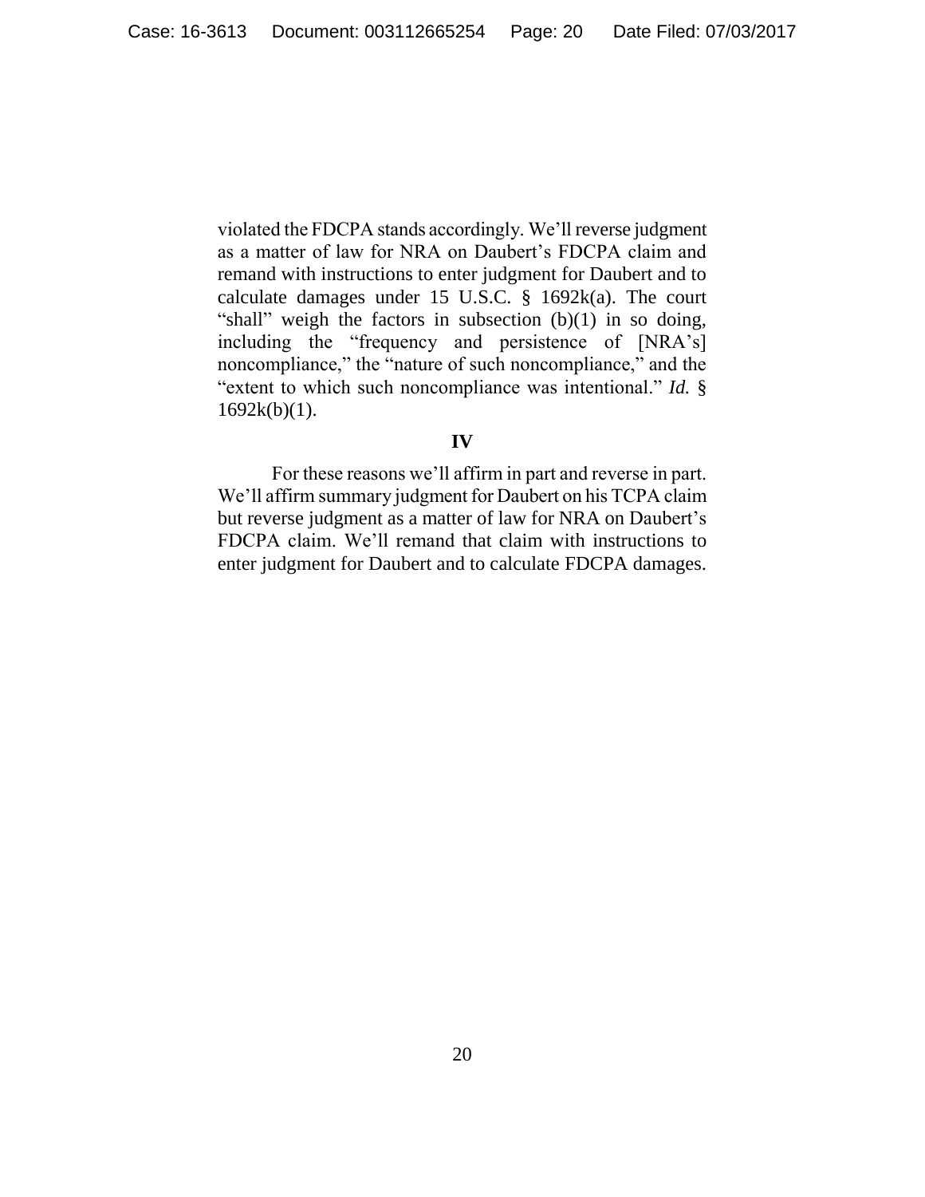violated the FDCPA stands accordingly. We'll reverse judgment as a matter of law for NRA on Daubert's FDCPA claim and remand with instructions to enter judgment for Daubert and to calculate damages under 15 U.S.C. § 1692k(a). The court "shall" weigh the factors in subsection (b)(1) in so doing, including the "frequency and persistence of [NRA's] noncompliance," the "nature of such noncompliance," and the "extent to which such noncompliance was intentional." *Id.* § 1692k(b)(1).

## IV

For these reasons we'll affirm in part and reverse in part. We'll affirm summary judgment for Daubert on his TCPA claim but reverse judgment as a matter of law for NRA on Daubert's FDCPA claim. We'll remand that claim with instructions to enter judgment for Daubert and to calculate FDCPA damages.